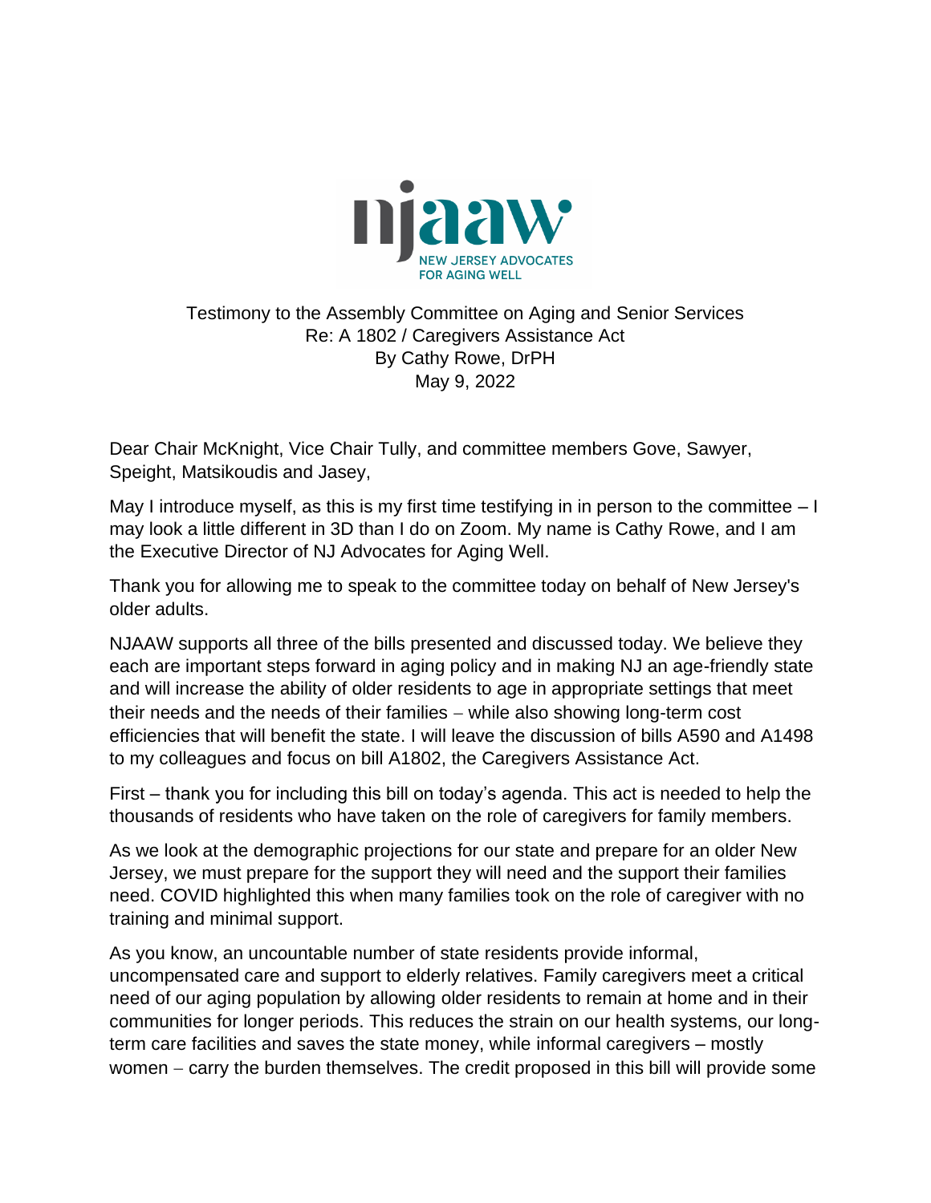njaaw
NEW JERSEY ADVOCATES FOR AGING WELL

Testimony to the Assembly Committee on Aging and Senior Services
Re: A 1802 / Caregivers Assistance Act
By Cathy Rowe, DrPH
May 9, 2022

Dear Chair McKnight, Vice Chair Tully, and committee members Gove, Sawyer, Speight, Matsikoudis and Jasey,

May I introduce myself, as this is my first time testifying in in person to the committee – I may look a little different in 3D than I do on Zoom. My name is Cathy Rowe, and I am the Executive Director of NJ Advocates for Aging Well.

Thank you for allowing me to speak to the committee today on behalf of New Jersey's older adults.

NJAAW supports all three of the bills presented and discussed today. We believe they each are important steps forward in aging policy and in making NJ an age-friendly state and will increase the ability of older residents to age in appropriate settings that meet their needs and the needs of their families – while also showing long-term cost efficiencies that will benefit the state. I will leave the discussion of bills A590 and A1498 to my colleagues and focus on bill A1802, the Caregivers Assistance Act.

First – thank you for including this bill on today's agenda. This act is needed to help the thousands of residents who have taken on the role of caregivers for family members.

As we look at the demographic projections for our state and prepare for an older New Jersey, we must prepare for the support they will need and the support their families need. COVID highlighted this when many families took on the role of caregiver with no training and minimal support.

As you know, an uncountable number of state residents provide informal, uncompensated care and support to elderly relatives. Family caregivers meet a critical need of our aging population by allowing older residents to remain at home and in their communities for longer periods. This reduces the strain on our health systems, our long-term care facilities and saves the state money, while informal caregivers – mostly women – carry the burden themselves. The credit proposed in this bill will provide some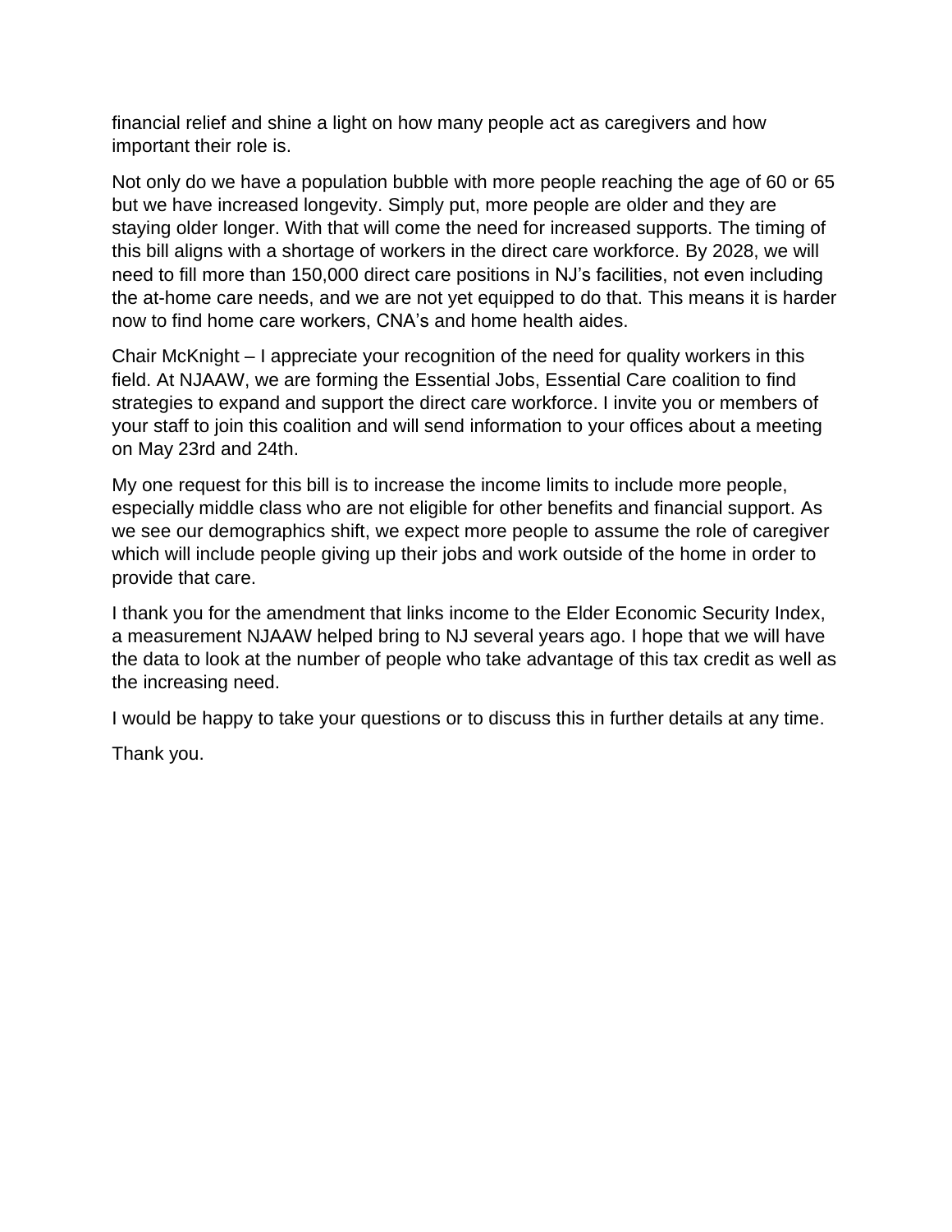financial relief and shine a light on how many people act as caregivers and how important their role is.

Not only do we have a population bubble with more people reaching the age of 60 or 65 but we have increased longevity. Simply put, more people are older and they are staying older longer. With that will come the need for increased supports. The timing of this bill aligns with a shortage of workers in the direct care workforce. By 2028, we will need to fill more than 150,000 direct care positions in NJ's facilities, not even including the at-home care needs, and we are not yet equipped to do that. This means it is harder now to find home care workers, CNA's and home health aides.

Chair McKnight – I appreciate your recognition of the need for quality workers in this field. At NJAAW, we are forming the Essential Jobs, Essential Care coalition to find strategies to expand and support the direct care workforce. I invite you or members of your staff to join this coalition and will send information to your offices about a meeting on May 23rd and 24th.

My one request for this bill is to increase the income limits to include more people, especially middle class who are not eligible for other benefits and financial support. As we see our demographics shift, we expect more people to assume the role of caregiver which will include people giving up their jobs and work outside of the home in order to provide that care.

I thank you for the amendment that links income to the Elder Economic Security Index, a measurement NJAAW helped bring to NJ several years ago. I hope that we will have the data to look at the number of people who take advantage of this tax credit as well as the increasing need.

I would be happy to take your questions or to discuss this in further details at any time.

Thank you.